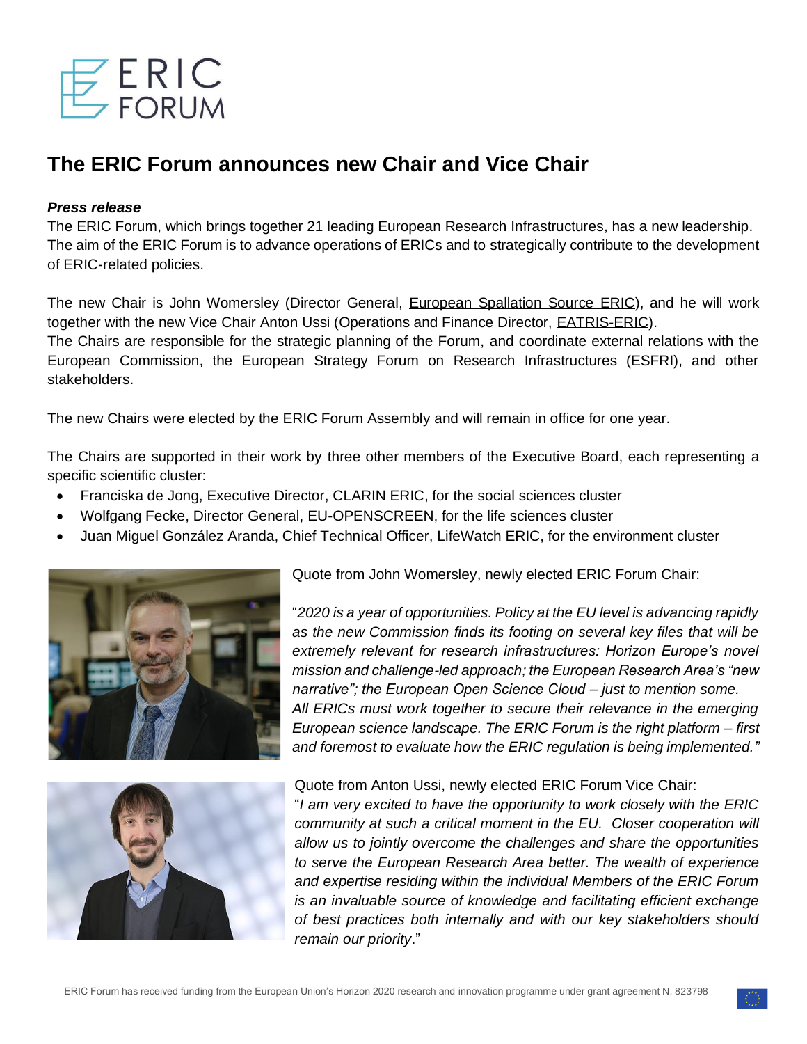# The ERIC Forum announces new Chair and Vice Chair

***Press release***

The ERIC Forum, which brings together 21 leading European Research Infrastructures, has a new leadership. The aim of the ERIC Forum is to advance operations of ERICs and to strategically contribute to the development of ERIC-related policies.

The new Chair is John Womersley (Director General, European Spallation Source ERIC), and he will work together with the new Vice Chair Anton Ussi (Operations and Finance Director, EATRIS-ERIC).
The Chairs are responsible for the strategic planning of the Forum, and coordinate external relations with the European Commission, the European Strategy Forum on Research Infrastructures (ESFRI), and other stakeholders.

The new Chairs were elected by the ERIC Forum Assembly and will remain in office for one year.

The Chairs are supported in their work by three other members of the Executive Board, each representing a specific scientific cluster:

- Franciska de Jong, Executive Director, CLARIN ERIC, for the social sciences cluster
- Wolfgang Fecke, Director General, EU-OPENSCREEN, for the life sciences cluster
- Juan Miguel González Aranda, Chief Technical Officer, LifeWatch ERIC, for the environment cluster

Quote from John Womersley, newly elected ERIC Forum Chair:

"*2020 is a year of opportunities. Policy at the EU level is advancing rapidly as the new Commission finds its footing on several key files that will be extremely relevant for research infrastructures: Horizon Europe's novel mission and challenge-led approach; the European Research Area's "new narrative"; the European Open Science Cloud – just to mention some. All ERICs must work together to secure their relevance in the emerging European science landscape. The ERIC Forum is the right platform – first and foremost to evaluate how the ERIC regulation is being implemented."*

Quote from Anton Ussi, newly elected ERIC Forum Vice Chair:
"*I am very excited to have the opportunity to work closely with the ERIC community at such a critical moment in the EU. Closer cooperation will allow us to jointly overcome the challenges and share the opportunities to serve the European Research Area better. The wealth of experience and expertise residing within the individual Members of the ERIC Forum is an invaluable source of knowledge and facilitating efficient exchange of best practices both internally and with our key stakeholders should remain our priority*."

ERIC Forum has received funding from the European Union's Horizon 2020 research and innovation programme under grant agreement N. 823798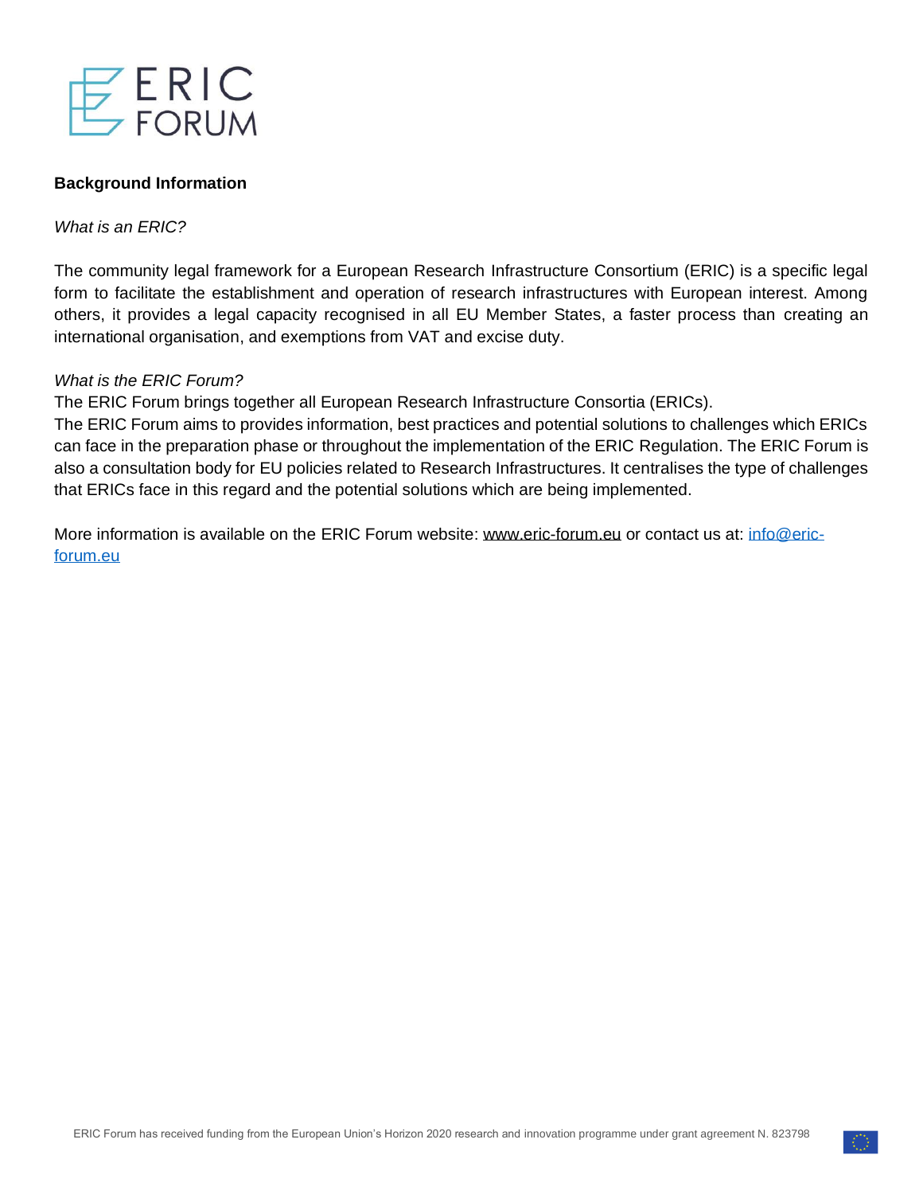**Background Information**

*What is an ERIC?*

The community legal framework for a European Research Infrastructure Consortium (ERIC) is a specific legal form to facilitate the establishment and operation of research infrastructures with European interest. Among others, it provides a legal capacity recognised in all EU Member States, a faster process than creating an international organisation, and exemptions from VAT and excise duty.

*What is the ERIC Forum?*

The ERIC Forum brings together all European Research Infrastructure Consortia (ERICs).
The ERIC Forum aims to provides information, best practices and potential solutions to challenges which ERICs can face in the preparation phase or throughout the implementation of the ERIC Regulation. The ERIC Forum is also a consultation body for EU policies related to Research Infrastructures. It centralises the type of challenges that ERICs face in this regard and the potential solutions which are being implemented.

More information is available on the ERIC Forum website: www.eric-forum.eu or contact us at: info@eric-forum.eu

ERIC Forum has received funding from the European Union's Horizon 2020 research and innovation programme under grant agreement N. 823798